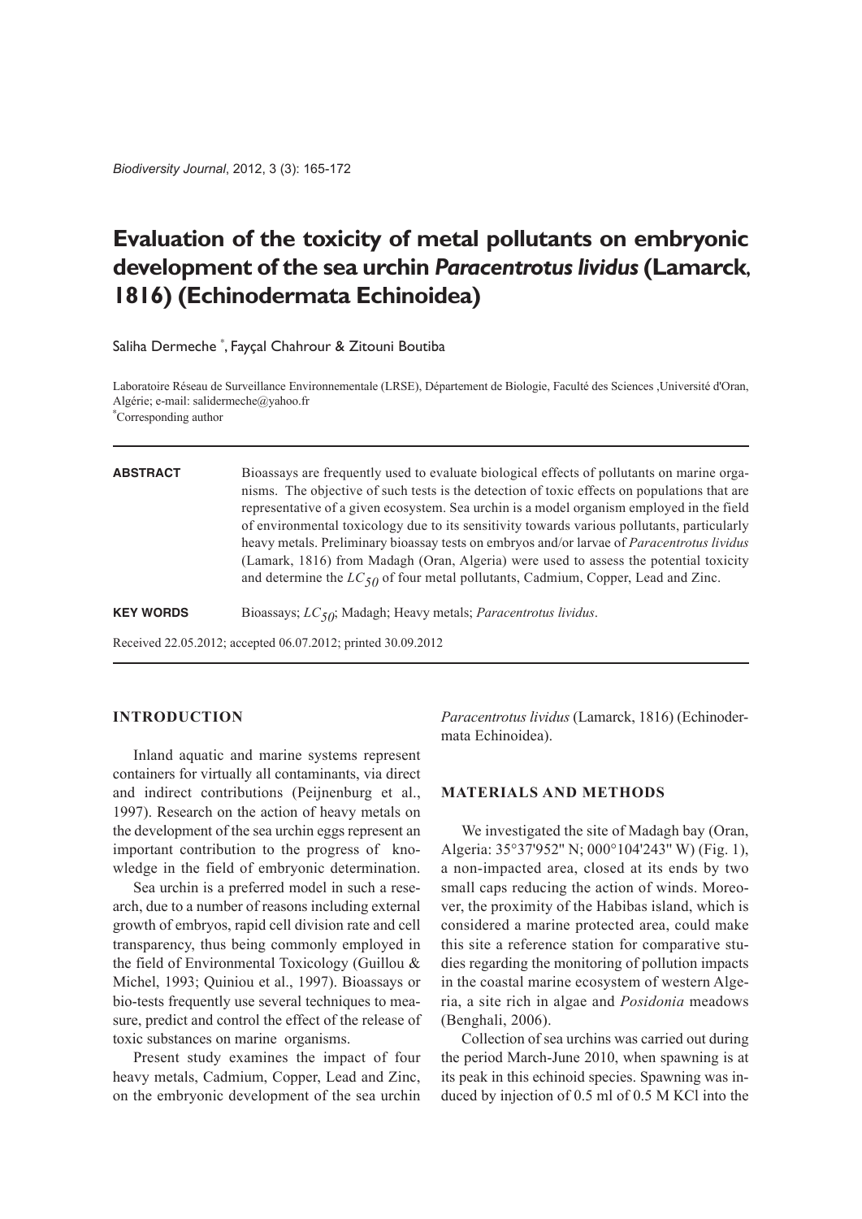# Evaluation of the toxicity of metal pollutants on embryonic development of the sea urchin *Paracentrotus lividus* (Lamarck, 1816) (Echinodermata Echinoidea)

Saliha Dermeche [*], Fayçal Chahrour & Zitouni Boutiba

Laboratoire Réseau de Surveillance Environnementale (LRSE), Département de Biologie, Faculté des Sciences ,Université d'Oran, Algérie; e-mail: salidermeche@yahoo.fr
[*]Corresponding author

**ABSTRACT** Bioassays are frequently used to evaluate biological effects of pollutants on marine organisms. The objective of such tests is the detection of toxic effects on populations that are representative of a given ecosystem. Sea urchin is a model organism employed in the field of environmental toxicology due to its sensitivity towards various pollutants, particularly heavy metals. Preliminary bioassay tests on embryos and/or larvae of *Paracentrotus lividus* (Lamark, 1816) from Madagh (Oran, Algeria) were used to assess the potential toxicity and determine the $LC_{50}$ of four metal pollutants, Cadmium, Copper, Lead and Zinc.

**KEY WORDS** Bioassays; $LC_{50}$; Madagh; Heavy metals; *Paracentrotus lividus*.

Received 22.05.2012; accepted 06.07.2012; printed 30.09.2012

## INTRODUCTION

Inland aquatic and marine systems represent containers for virtually all contaminants, via direct and indirect contributions (Peijnenburg et al., 1997). Research on the action of heavy metals on the development of the sea urchin eggs represent an important contribution to the progress of knowledge in the field of embryonic determination.

Sea urchin is a preferred model in such a research, due to a number of reasons including external growth of embryos, rapid cell division rate and cell transparency, thus being commonly employed in the field of Environmental Toxicology (Guillou & Michel, 1993; Quiniou et al., 1997). Bioassays or bio-tests frequently use several techniques to measure, predict and control the effect of the release of toxic substances on marine organisms.

Present study examines the impact of four heavy metals, Cadmium, Copper, Lead and Zinc, on the embryonic development of the sea urchin *Paracentrotus lividus* (Lamarck, 1816) (Echinodermata Echinoidea).

## MATERIALS AND METHODS

We investigated the site of Madagh bay (Oran, Algeria: 35°37'952" N; 000°104'243" W) (Fig. 1), a non-impacted area, closed at its ends by two small caps reducing the action of winds. Moreover, the proximity of the Habibas island, which is considered a marine protected area, could make this site a reference station for comparative studies regarding the monitoring of pollution impacts in the coastal marine ecosystem of western Algeria, a site rich in algae and *Posidonia* meadows (Benghali, 2006).

Collection of sea urchins was carried out during the period March-June 2010, when spawning is at its peak in this echinoid species. Spawning was induced by injection of 0.5 ml of 0.5 M KCl into the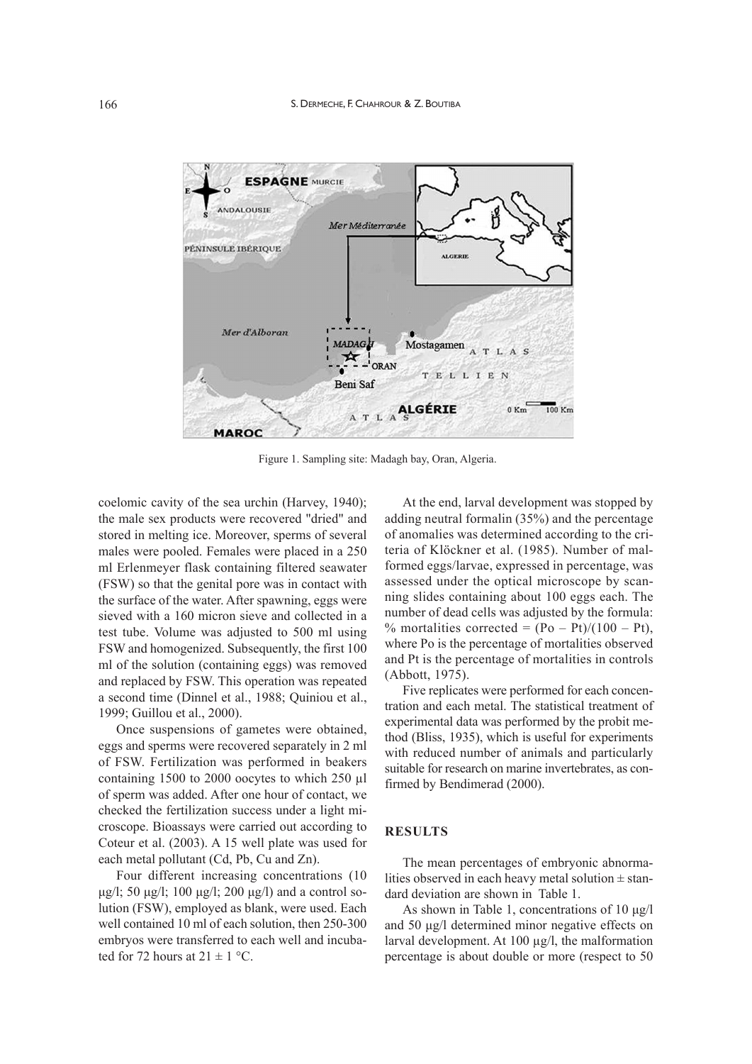Figure 1. Sampling site: Madagh bay, Oran, Algeria.

coelomic cavity of the sea urchin (Harvey, 1940); the male sex products were recovered "dried" and stored in melting ice. Moreover, sperms of several males were pooled. Females were placed in a 250 ml Erlenmeyer flask containing filtered seawater (FSW) so that the genital pore was in contact with the surface of the water. After spawning, eggs were sieved with a 160 micron sieve and collected in a test tube. Volume was adjusted to 500 ml using FSW and homogenized. Subsequently, the first 100 ml of the solution (containing eggs) was removed and replaced by FSW. This operation was repeated a second time (Dinnel et al., 1988; Quiniou et al., 1999; Guillou et al., 2000).

Once suspensions of gametes were obtained, eggs and sperms were recovered separately in 2 ml of FSW. Fertilization was performed in beakers containing 1500 to 2000 oocytes to which 250 µl of sperm was added. After one hour of contact, we checked the fertilization success under a light microscope. Bioassays were carried out according to Coteur et al. (2003). A 15 well plate was used for each metal pollutant (Cd, Pb, Cu and Zn).

Four different increasing concentrations (10 µg/l; 50 µg/l; 100 µg/l; 200 µg/l) and a control solution (FSW), employed as blank, were used. Each well contained 10 ml of each solution, then 250-300 embryos were transferred to each well and incubated for 72 hours at 21 ± 1 °C.

At the end, larval development was stopped by adding neutral formalin (35%) and the percentage of anomalies was determined according to the criteria of Klöckner et al. (1985). Number of malformed eggs/larvae, expressed in percentage, was assessed under the optical microscope by scanning slides containing about 100 eggs each. The number of dead cells was adjusted by the formula: % mortalities corrected = $(Po - Pt)/(100 - Pt)$, where Po is the percentage of mortalities observed and Pt is the percentage of mortalities in controls (Abbott, 1975).

Five replicates were performed for each concentration and each metal. The statistical treatment of experimental data was performed by the probit method (Bliss, 1935), which is useful for experiments with reduced number of animals and particularly suitable for research on marine invertebrates, as confirmed by Bendimerad (2000).

## RESULTS

The mean percentages of embryonic abnormalities observed in each heavy metal solution ± standard deviation are shown in Table 1.

As shown in Table 1, concentrations of 10 µg/l and 50 µg/l determined minor negative effects on larval development. At 100 µg/l, the malformation percentage is about double or more (respect to 50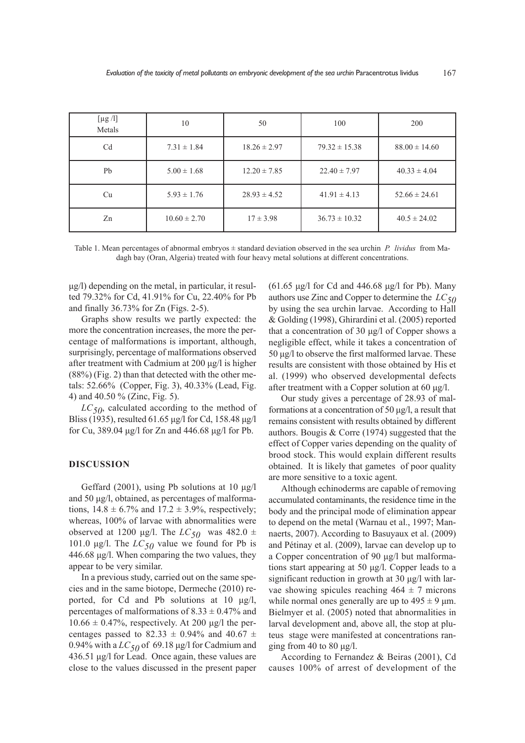| [µg /l] Metals | 10 | 50 | 100 | 200 |
|---|---|---|---|---|
| Cd | 7.31 ± 1.84 | 18.26 ± 2.97 | 79.32 ± 15.38 | 88.00 ± 14.60 |
| Pb | 5.00 ± 1.68 | 12.20 ± 7.85 | 22.40 ± 7.97 | 40.33 ± 4.04 |
| Cu | 5.93 ± 1.76 | 28.93 ± 4.52 | 41.91 ± 4.13 | 52.66 ± 24.61 |
| Zn | 10.60 ± 2.70 | 17 ± 3.98 | 36.73 ± 10.32 | 40.5 ± 24.02 |

Table 1. Mean percentages of abnormal embryos ± standard deviation observed in the sea urchin *P. lividus* from Madagh bay (Oran, Algeria) treated with four heavy metal solutions at different concentrations.

µg/l) depending on the metal, in particular, it resulted 79.32% for Cd, 41.91% for Cu, 22.40% for Pb and finally 36.73% for Zn (Figs. 2-5).

Graphs show results we partly expected: the more the concentration increases, the more the percentage of malformations is important, although, surprisingly, percentage of malformations observed after treatment with Cadmium at 200 µg/l is higher (88%) (Fig. 2) than that detected with the other metals: 52.66% (Copper, Fig. 3), 40.33% (Lead, Fig. 4) and 40.50 % (Zinc, Fig. 5).

$LC_{50}$, calculated according to the method of Bliss (1935), resulted 61.65 µg/l for Cd, 158.48 µg/l for Cu, 389.04 µg/l for Zn and 446.68 µg/l for Pb.

## DISCUSSION

Geffard (2001), using Pb solutions at 10 µg/l and 50 µg/l, obtained, as percentages of malformations, 14.8 ± 6.7% and 17.2 ± 3.9%, respectively; whereas, 100% of larvae with abnormalities were observed at 1200 µg/l. The $LC_{50}$ was 482.0 ± 101.0 µg/l. The $LC_{50}$ value we found for Pb is 446.68 µg/l. When comparing the two values, they appear to be very similar.

In a previous study, carried out on the same species and in the same biotope, Dermeche (2010) reported, for Cd and Pb solutions at 10 µg/l, percentages of malformations of 8.33 ± 0.47% and 10.66 ± 0.47%, respectively. At 200 µg/l the percentages passed to 82.33 ± 0.94% and 40.67 ± 0.94% with a $LC_{50}$ of 69.18 µg/l for Cadmium and 436.51 µg/l for Lead. Once again, these values are close to the values discussed in the present paper (61.65 µg/l for Cd and 446.68 µg/l for Pb). Many authors use Zinc and Copper to determine the $LC_{50}$ by using the sea urchin larvae. According to Hall & Golding (1998), Ghirardini et al. (2005) reported that a concentration of 30 µg/l of Copper shows a negligible effect, while it takes a concentration of 50 µg/l to observe the first malformed larvae. These results are consistent with those obtained by His et al. (1999) who observed developmental defects after treatment with a Copper solution at 60 µg/l.

Our study gives a percentage of 28.93 of malformations at a concentration of 50 µg/l, a result that remains consistent with results obtained by different authors. Bougis & Corre (1974) suggested that the effect of Copper varies depending on the quality of brood stock. This would explain different results obtained. It is likely that gametes of poor quality are more sensitive to a toxic agent.

Although echinoderms are capable of removing accumulated contaminants, the residence time in the body and the principal mode of elimination appear to depend on the metal (Warnau et al., 1997; Mannaerts, 2007). According to Basuyaux et al. (2009) and Pétinay et al. (2009), larvae can develop up to a Copper concentration of 90 µg/l but malformations start appearing at 50 µg/l. Copper leads to a significant reduction in growth at 30 µg/l with larvae showing spicules reaching 464 ± 7 microns while normal ones generally are up to 495 ± 9 µm. Bielmyer et al. (2005) noted that abnormalities in larval development and, above all, the stop at pluteus stage were manifested at concentrations ranging from 40 to 80 µg/l.

According to Fernandez & Beiras (2001), Cd causes 100% of arrest of development of the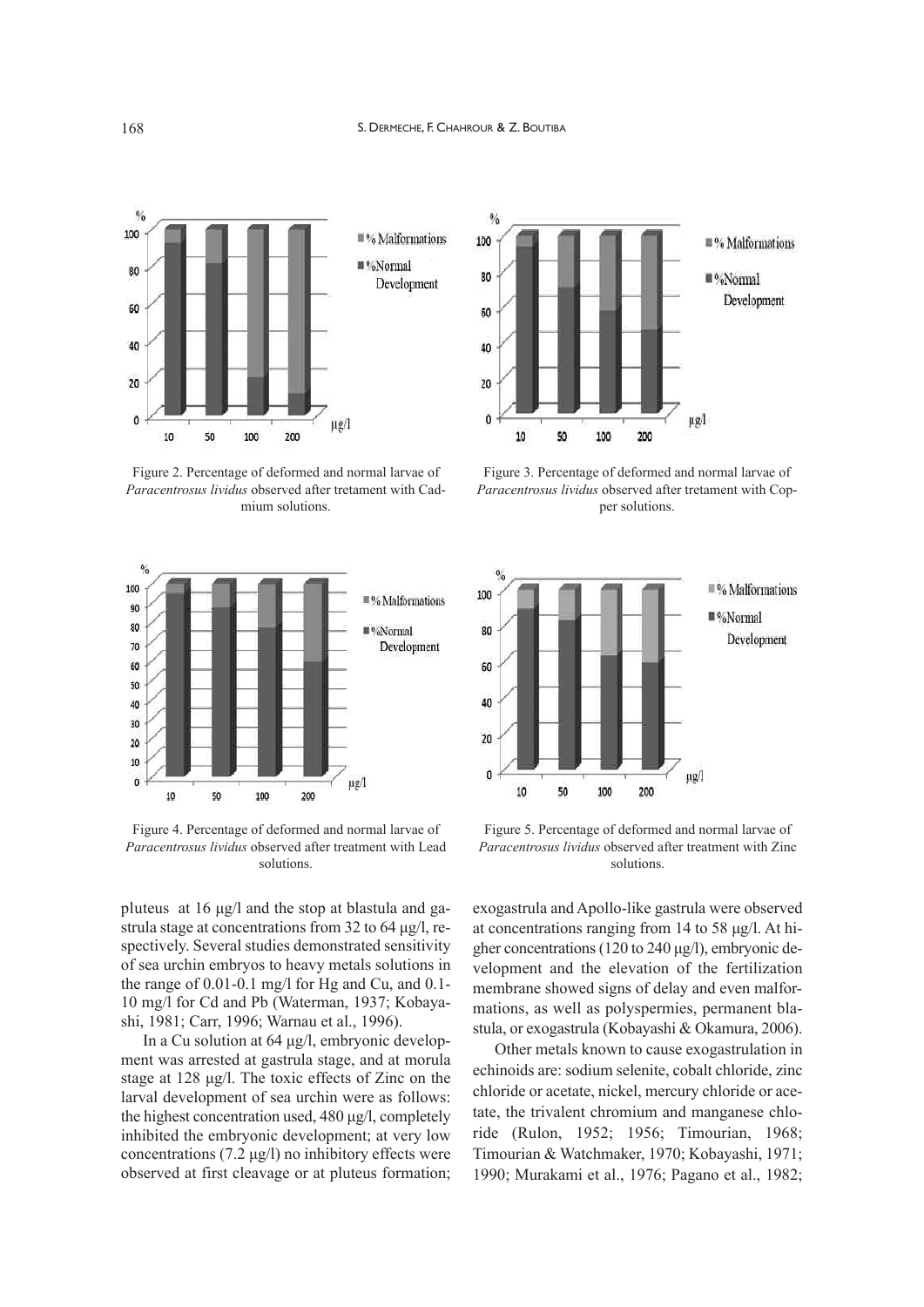Figure 2. Percentage of deformed and normal larvae of *Paracentrosus lividus* observed after tretament with Cadmium solutions.

Figure 3. Percentage of deformed and normal larvae of *Paracentrosus lividus* observed after tretament with Copper solutions.

Figure 4. Percentage of deformed and normal larvae of *Paracentrosus lividus* observed after treatment with Lead solutions.

Figure 5. Percentage of deformed and normal larvae of *Paracentrosus lividus* observed after treatment with Zinc solutions.

pluteus at 16 µg/l and the stop at blastula and gastrula stage at concentrations from 32 to 64 µg/l, respectively. Several studies demonstrated sensitivity of sea urchin embryos to heavy metals solutions in the range of 0.01-0.1 mg/l for Hg and Cu, and 0.1-10 mg/l for Cd and Pb (Waterman, 1937; Kobayashi, 1981; Carr, 1996; Warnau et al., 1996).

In a Cu solution at 64 µg/l, embryonic development was arrested at gastrula stage, and at morula stage at 128 µg/l. The toxic effects of Zinc on the larval development of sea urchin were as follows: the highest concentration used, 480 µg/l, completely inhibited the embryonic development; at very low concentrations (7.2 µg/l) no inhibitory effects were observed at first cleavage or at pluteus formation; exogastrula and Apollo-like gastrula were observed at concentrations ranging from 14 to 58 µg/l. At higher concentrations (120 to 240 µg/l), embryonic development and the elevation of the fertilization membrane showed signs of delay and even malformations, as well as polyspermies, permanent blastula, or exogastrula (Kobayashi & Okamura, 2006).

Other metals known to cause exogastrulation in echinoids are: sodium selenite, cobalt chloride, zinc chloride or acetate, nickel, mercury chloride or acetate, the trivalent chromium and manganese chloride (Rulon, 1952; 1956; Timourian, 1968; Timourian & Watchmaker, 1970; Kobayashi, 1971; 1990; Murakami et al., 1976; Pagano et al., 1982;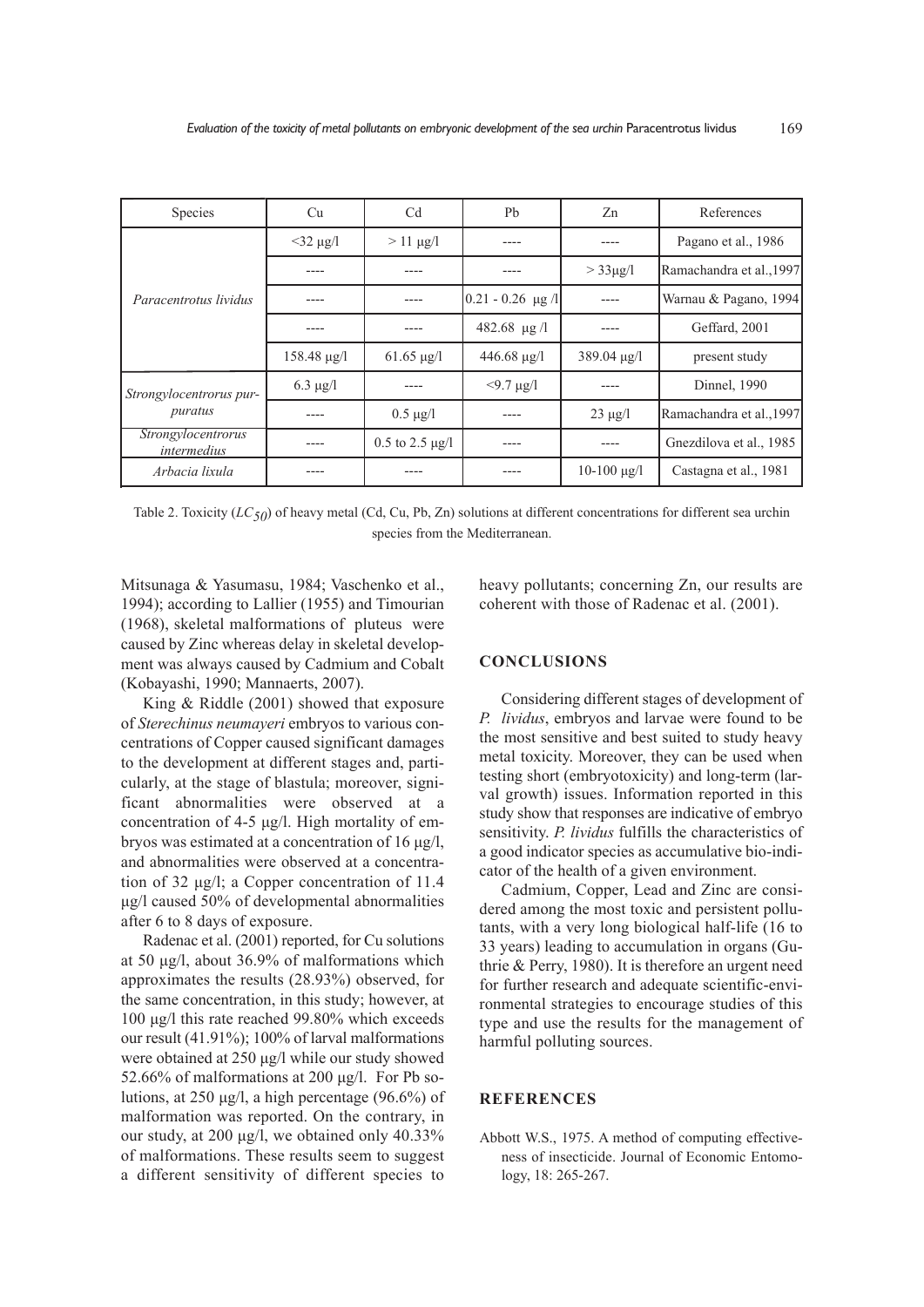| Species | Cu | Cd | Pb | Zn | References |
|---|---|---|---|---|---|
| *Paracentrotus lividus* | <32 µg/l | > 11 µg/l | ---- | ---- | Pagano et al., 1986 |
| | ---- | ---- | ---- | > 33µg/l | Ramachandra et al.,1997 |
| | ---- | ---- | 0.21 - 0.26 µg /l | ---- | Warnau & Pagano, 1994 |
| | ---- | ---- | 482.68 µg /l | ---- | Geffard, 2001 |
| | 158.48 µg/l | 61.65 µg/l | 446.68 µg/l | 389.04 µg/l | present study |
| *Strongylocentrorus purpuratus* | 6.3 µg/l | ---- | <9.7 µg/l | ---- | Dinnel, 1990 |
| | ---- | 0.5 µg/l | ---- | 23 µg/l | Ramachandra et al.,1997 |
| *Strongylocentrorus intermedius* | ---- | 0.5 to 2.5 µg/l | ---- | ---- | Gnezdilova et al., 1985 |
| *Arbacia lixula* | ---- | ---- | ---- | 10-100 µg/l | Castagna et al., 1981 |

Table 2. Toxicity ($LC_{50}$) of heavy metal (Cd, Cu, Pb, Zn) solutions at different concentrations for different sea urchin species from the Mediterranean.

Mitsunaga & Yasumasu, 1984; Vaschenko et al., 1994); according to Lallier (1955) and Timourian (1968), skeletal malformations of pluteus were caused by Zinc whereas delay in skeletal development was always caused by Cadmium and Cobalt (Kobayashi, 1990; Mannaerts, 2007).

King & Riddle (2001) showed that exposure of *Sterechinus neumayeri* embryos to various concentrations of Copper caused significant damages to the development at different stages and, particularly, at the stage of blastula; moreover, significant abnormalities were observed at a concentration of 4-5 µg/l. High mortality of embryos was estimated at a concentration of 16 µg/l, and abnormalities were observed at a concentration of 32 µg/l; a Copper concentration of 11.4 µg/l caused 50% of developmental abnormalities after 6 to 8 days of exposure.

Radenac et al. (2001) reported, for Cu solutions at 50 µg/l, about 36.9% of malformations which approximates the results (28.93%) observed, for the same concentration, in this study; however, at 100 µg/l this rate reached 99.80% which exceeds our result (41.91%); 100% of larval malformations were obtained at 250 µg/l while our study showed 52.66% of malformations at 200 µg/l. For Pb solutions, at 250 µg/l, a high percentage (96.6%) of malformation was reported. On the contrary, in our study, at 200 µg/l, we obtained only 40.33% of malformations. These results seem to suggest a different sensitivity of different species to heavy pollutants; concerning Zn, our results are coherent with those of Radenac et al. (2001).

## CONCLUSIONS

Considering different stages of development of *P. lividus*, embryos and larvae were found to be the most sensitive and best suited to study heavy metal toxicity. Moreover, they can be used when testing short (embryotoxicity) and long-term (larval growth) issues. Information reported in this study show that responses are indicative of embryo sensitivity. *P. lividus* fulfills the characteristics of a good indicator species as accumulative bio-indicator of the health of a given environment.

Cadmium, Copper, Lead and Zinc are considered among the most toxic and persistent pollutants, with a very long biological half-life (16 to 33 years) leading to accumulation in organs (Guthrie & Perry, 1980). It is therefore an urgent need for further research and adequate scientific-environmental strategies to encourage studies of this type and use the results for the management of harmful polluting sources.

## REFERENCES

Abbott W.S., 1975. A method of computing effectiveness of insecticide. Journal of Economic Entomology, 18: 265-267.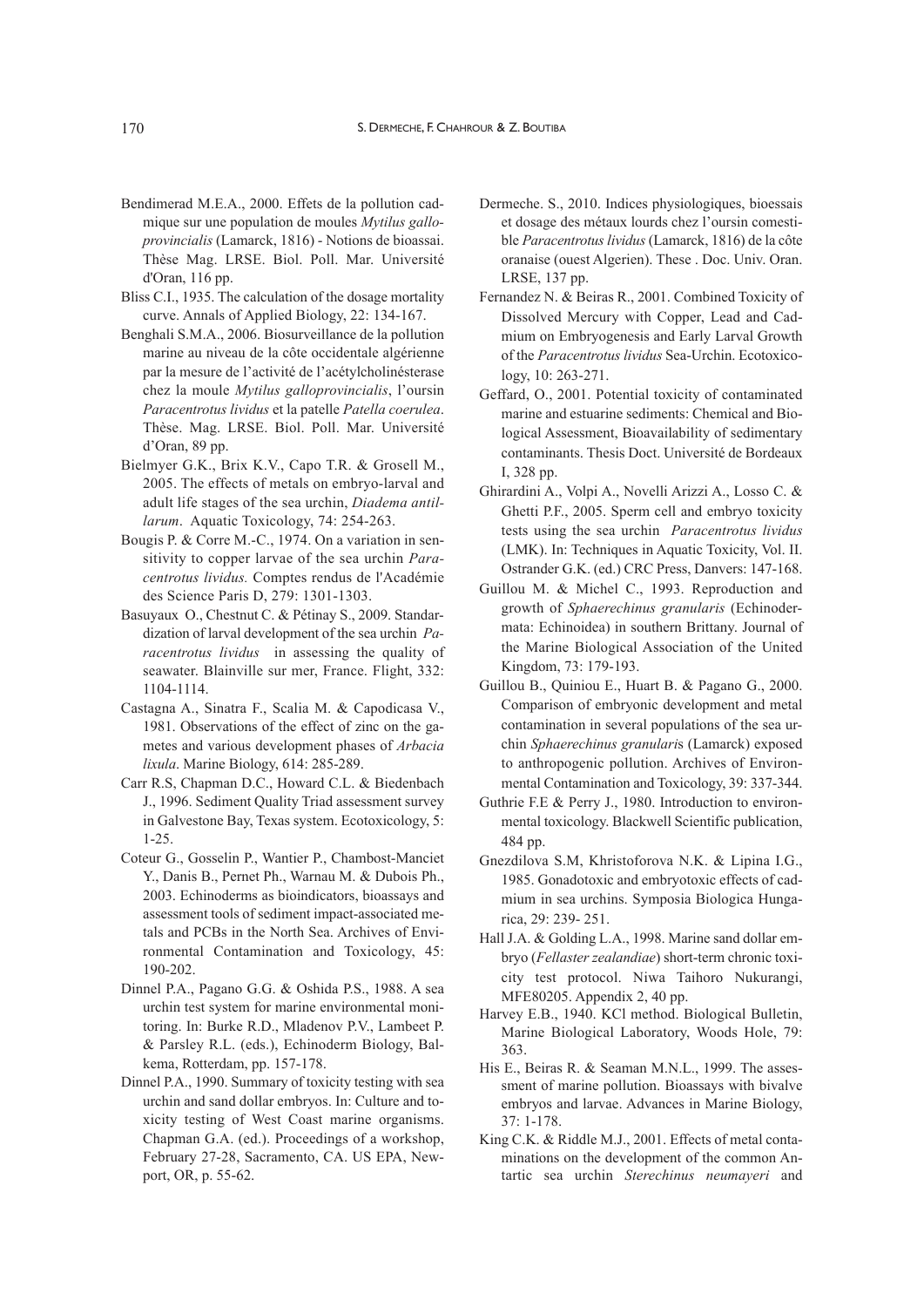Bendimerad M.E.A., 2000. Effets de la pollution cadmique sur une population de moules *Mytilus galloprovincialis* (Lamarck, 1816) - Notions de bioassai. Thèse Mag. LRSE. Biol. Poll. Mar. Université d'Oran, 116 pp.

Bliss C.I., 1935. The calculation of the dosage mortality curve. Annals of Applied Biology, 22: 134-167.

Benghali S.M.A., 2006. Biosurveillance de la pollution marine au niveau de la côte occidentale algérienne par la mesure de l'activité de l'acétylcholinésterase chez la moule *Mytilus galloprovincialis*, l'oursin *Paracentrotus lividus* et la patelle *Patella coerulea*. Thèse. Mag. LRSE. Biol. Poll. Mar. Université d'Oran, 89 pp.

Bielmyer G.K., Brix K.V., Capo T.R. & Grosell M., 2005. The effects of metals on embryo-larval and adult life stages of the sea urchin, *Diadema antillarum*. Aquatic Toxicology, 74: 254-263.

Bougis P. & Corre M.-C., 1974. On a variation in sensitivity to copper larvae of the sea urchin *Paracentrotus lividus.* Comptes rendus de l'Académie des Science Paris D, 279: 1301-1303.

Basuyaux O., Chestnut C. & Pétinay S., 2009. Standardization of larval development of the sea urchin *Paracentrotus lividus* in assessing the quality of seawater. Blainville sur mer, France. Flight, 332: 1104-1114.

Castagna A., Sinatra F., Scalia M. & Capodicasa V., 1981. Observations of the effect of zinc on the gametes and various development phases of *Arbacia lixula*. Marine Biology, 614: 285-289.

Carr R.S, Chapman D.C., Howard C.L. & Biedenbach J., 1996. Sediment Quality Triad assessment survey in Galvestone Bay, Texas system. Ecotoxicology, 5: 1-25.

Coteur G., Gosselin P., Wantier P., Chambost-Manciet Y., Danis B., Pernet Ph., Warnau M. & Dubois Ph., 2003. Echinoderms as bioindicators, bioassays and assessment tools of sediment impact-associated metals and PCBs in the North Sea. Archives of Environmental Contamination and Toxicology, 45: 190-202.

Dinnel P.A., Pagano G.G. & Oshida P.S., 1988. A sea urchin test system for marine environmental monitoring. In: Burke R.D., Mladenov P.V., Lambeet P. & Parsley R.L. (eds.), Echinoderm Biology, Balkema, Rotterdam, pp. 157-178.

Dinnel P.A., 1990. Summary of toxicity testing with sea urchin and sand dollar embryos. In: Culture and toxicity testing of West Coast marine organisms. Chapman G.A. (ed.). Proceedings of a workshop, February 27-28, Sacramento, CA. US EPA, Newport, OR, p. 55-62.

Dermeche. S., 2010. Indices physiologiques, bioessais et dosage des métaux lourds chez l'oursin comestible *Paracentrotus lividus* (Lamarck, 1816) de la côte oranaise (ouest Algerien). These . Doc. Univ. Oran. LRSE, 137 pp.

Fernandez N. & Beiras R., 2001. Combined Toxicity of Dissolved Mercury with Copper, Lead and Cadmium on Embryogenesis and Early Larval Growth of the *Paracentrotus lividus* Sea-Urchin. Ecotoxicology, 10: 263-271.

Geffard, O., 2001. Potential toxicity of contaminated marine and estuarine sediments: Chemical and Biological Assessment, Bioavailability of sedimentary contaminants. Thesis Doct. Université de Bordeaux I, 328 pp.

Ghirardini A., Volpi A., Novelli Arizzi A., Losso C. & Ghetti P.F., 2005. Sperm cell and embryo toxicity tests using the sea urchin *Paracentrotus lividus* (LMK). In: Techniques in Aquatic Toxicity, Vol. II. Ostrander G.K. (ed.) CRC Press, Danvers: 147-168.

Guillou M. & Michel C., 1993. Reproduction and growth of *Sphaerechinus granularis* (Echinodermata: Echinoidea) in southern Brittany. Journal of the Marine Biological Association of the United Kingdom, 73: 179-193.

Guillou B., Quiniou E., Huart B. & Pagano G., 2000. Comparison of embryonic development and metal contamination in several populations of the sea urchin *Sphaerechinus granularis* (Lamarck) exposed to anthropogenic pollution. Archives of Environmental Contamination and Toxicology, 39: 337-344.

Guthrie F.E & Perry J., 1980. Introduction to environmental toxicology. Blackwell Scientific publication, 484 pp.

Gnezdilova S.M, Khristoforova N.K. & Lipina I.G., 1985. Gonadotoxic and embryotoxic effects of cadmium in sea urchins. Symposia Biologica Hungarica, 29: 239- 251.

Hall J.A. & Golding L.A., 1998. Marine sand dollar embryo (*Fellaster zealandiae*) short-term chronic toxicity test protocol. Niwa Taihoro Nukurangi, MFE80205. Appendix 2, 40 pp.

Harvey E.B., 1940. KCl method. Biological Bulletin, Marine Biological Laboratory, Woods Hole, 79: 363.

His E., Beiras R. & Seaman M.N.L., 1999. The assessment of marine pollution. Bioassays with bivalve embryos and larvae. Advances in Marine Biology, 37: 1-178.

King C.K. & Riddle M.J., 2001. Effects of metal contaminations on the development of the common Antartic sea urchin *Sterechinus neumayeri* and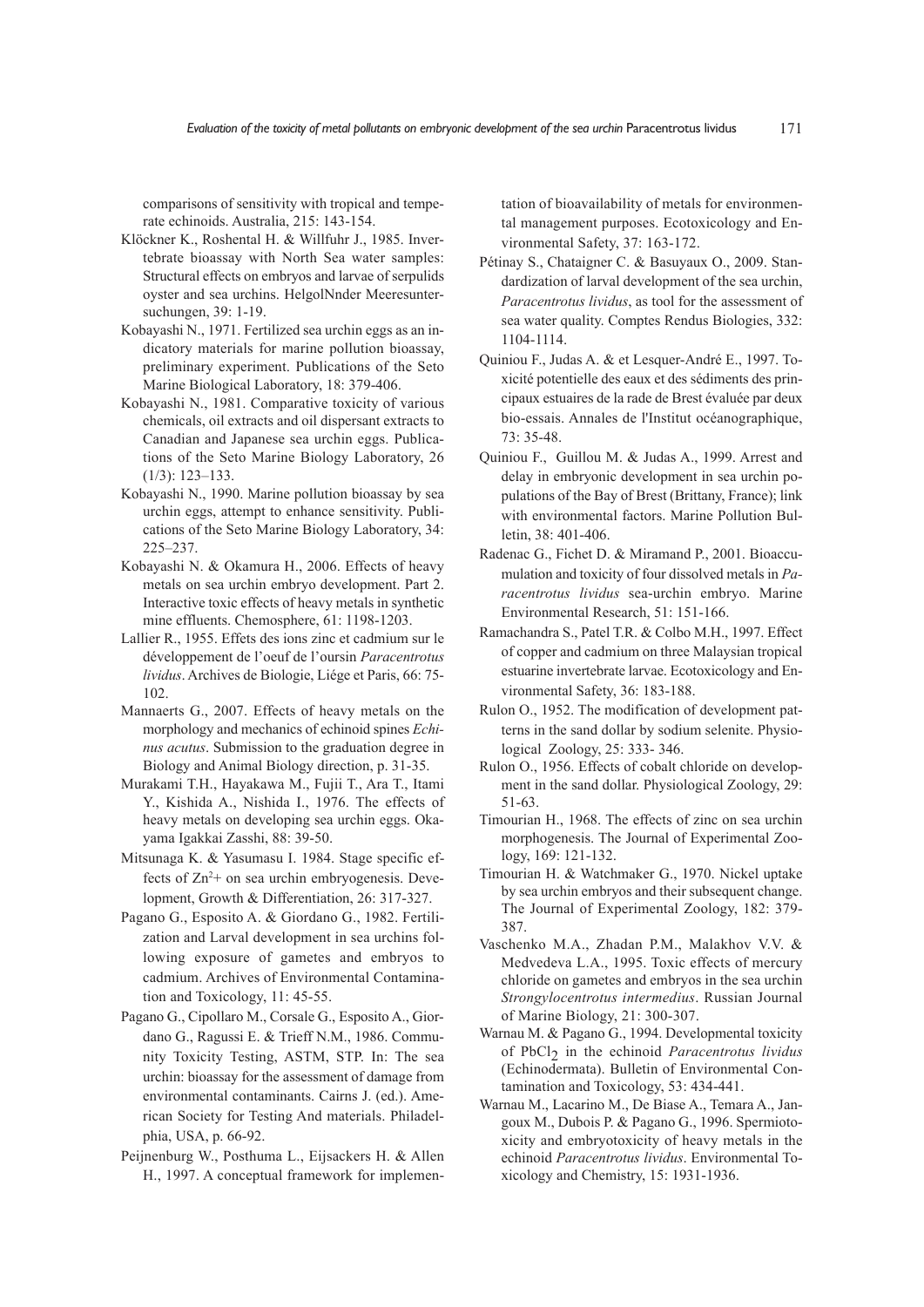comparisons of sensitivity with tropical and temperate echinoids. Australia, 215: 143-154.

Klöckner K., Roshental H. & Willfuhr J., 1985. Invertebrate bioassay with North Sea water samples: Structural effects on embryos and larvae of serpulids oyster and sea urchins. HelgolNnder Meeresuntersuchungen, 39: 1-19.

Kobayashi N., 1971. Fertilized sea urchin eggs as an indicatory materials for marine pollution bioassay, preliminary experiment. Publications of the Seto Marine Biological Laboratory, 18: 379-406.

Kobayashi N., 1981. Comparative toxicity of various chemicals, oil extracts and oil dispersant extracts to Canadian and Japanese sea urchin eggs. Publications of the Seto Marine Biology Laboratory, 26 (1/3): 123–133.

Kobayashi N., 1990. Marine pollution bioassay by sea urchin eggs, attempt to enhance sensitivity. Publications of the Seto Marine Biology Laboratory, 34: 225–237.

Kobayashi N. & Okamura H., 2006. Effects of heavy metals on sea urchin embryo development. Part 2. Interactive toxic effects of heavy metals in synthetic mine effluents. Chemosphere, 61: 1198-1203.

Lallier R., 1955. Effets des ions zinc et cadmium sur le développement de l'oeuf de l'oursin *Paracentrotus lividus*. Archives de Biologie, Liége et Paris, 66: 75-102.

Mannaerts G., 2007. Effects of heavy metals on the morphology and mechanics of echinoid spines *Echinus acutus*. Submission to the graduation degree in Biology and Animal Biology direction, p. 31-35.

Murakami T.H., Hayakawa M., Fujii T., Ara T., Itami Y., Kishida A., Nishida I., 1976. The effects of heavy metals on developing sea urchin eggs. Okayama Igakkai Zasshi, 88: 39-50.

Mitsunaga K. & Yasumasu I. 1984. Stage specific effects of $Zn^{2+}$ on sea urchin embryogenesis. Development, Growth & Differentiation, 26: 317-327.

Pagano G., Esposito A. & Giordano G., 1982. Fertilization and Larval development in sea urchins following exposure of gametes and embryos to cadmium. Archives of Environmental Contamination and Toxicology, 11: 45-55.

Pagano G., Cipollaro M., Corsale G., Esposito A., Giordano G., Ragussi E. & Trieff N.M., 1986. Community Toxicity Testing, ASTM, STP. In: The sea urchin: bioassay for the assessment of damage from environmental contaminants. Cairns J. (ed.). American Society for Testing And materials. Philadelphia, USA, p. 66-92.

Peijnenburg W., Posthuma L., Eijsackers H. & Allen H., 1997. A conceptual framework for implementation of bioavailability of metals for environmental management purposes. Ecotoxicology and Environmental Safety, 37: 163-172.

Pétinay S., Chataigner C. & Basuyaux O., 2009. Standardization of larval development of the sea urchin, *Paracentrotus lividus*, as tool for the assessment of sea water quality. Comptes Rendus Biologies, 332: 1104-1114.

Quiniou F., Judas A. & et Lesquer-André E., 1997. Toxicité potentielle des eaux et des sédiments des principaux estuaires de la rade de Brest évaluée par deux bio-essais. Annales de l'Institut océanographique, 73: 35-48.

Quiniou F., Guillou M. & Judas A., 1999. Arrest and delay in embryonic development in sea urchin populations of the Bay of Brest (Brittany, France); link with environmental factors. Marine Pollution Bulletin, 38: 401-406.

Radenac G., Fichet D. & Miramand P., 2001. Bioaccumulation and toxicity of four dissolved metals in *Paracentrotus lividus* sea-urchin embryo. Marine Environmental Research, 51: 151-166.

Ramachandra S., Patel T.R. & Colbo M.H., 1997. Effect of copper and cadmium on three Malaysian tropical estuarine invertebrate larvae. Ecotoxicology and Environmental Safety, 36: 183-188.

Rulon O., 1952. The modification of development patterns in the sand dollar by sodium selenite. Physiological Zoology, 25: 333- 346.

Rulon O., 1956. Effects of cobalt chloride on development in the sand dollar. Physiological Zoology, 29: 51-63.

Timourian H., 1968. The effects of zinc on sea urchin morphogenesis. The Journal of Experimental Zoology, 169: 121-132.

Timourian H. & Watchmaker G., 1970. Nickel uptake by sea urchin embryos and their subsequent change. The Journal of Experimental Zoology, 182: 379-387.

Vaschenko M.A., Zhadan P.M., Malakhov V.V. & Medvedeva L.A., 1995. Toxic effects of mercury chloride on gametes and embryos in the sea urchin *Strongylocentrotus intermedius*. Russian Journal of Marine Biology, 21: 300-307.

Warnau M. & Pagano G., 1994. Developmental toxicity of $PbCl_2$ in the echinoid *Paracentrotus lividus* (Echinodermata). Bulletin of Environmental Contamination and Toxicology, 53: 434-441.

Warnau M., Lacarino M., De Biase A., Temara A., Jangoux M., Dubois P. & Pagano G., 1996. Spermiotoxicity and embryotoxicity of heavy metals in the echinoid *Paracentrotus lividus*. Environmental Toxicology and Chemistry, 15: 1931-1936.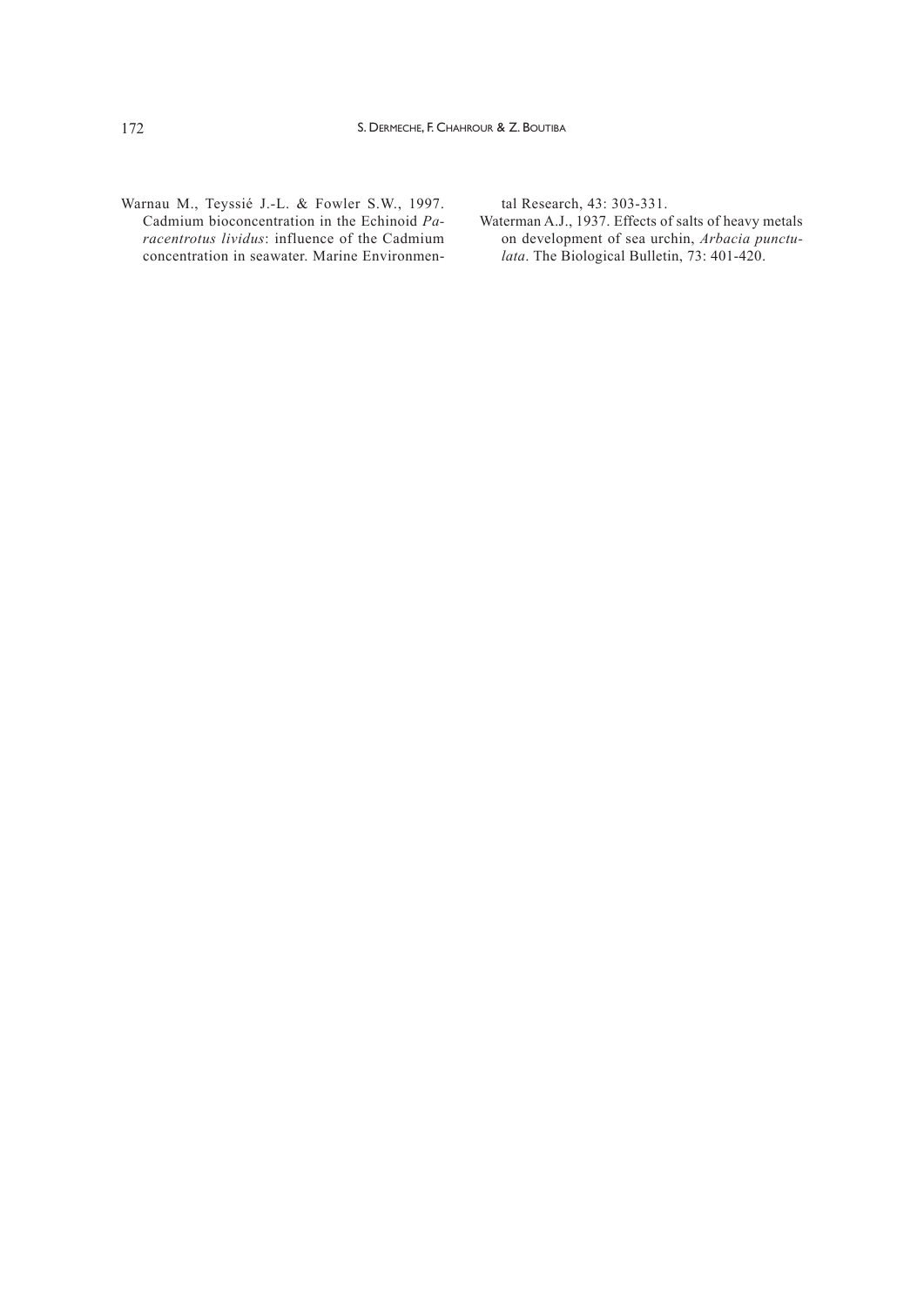Warnau M., Teyssié J.-L. & Fowler S.W., 1997. Cadmium bioconcentration in the Echinoid *Paracentrotus lividus*: influence of the Cadmium concentration in seawater. Marine Environmental Research, 43: 303-331.

Waterman A.J., 1937. Effects of salts of heavy metals on development of sea urchin, *Arbacia punctulata*. The Biological Bulletin, 73: 401-420.